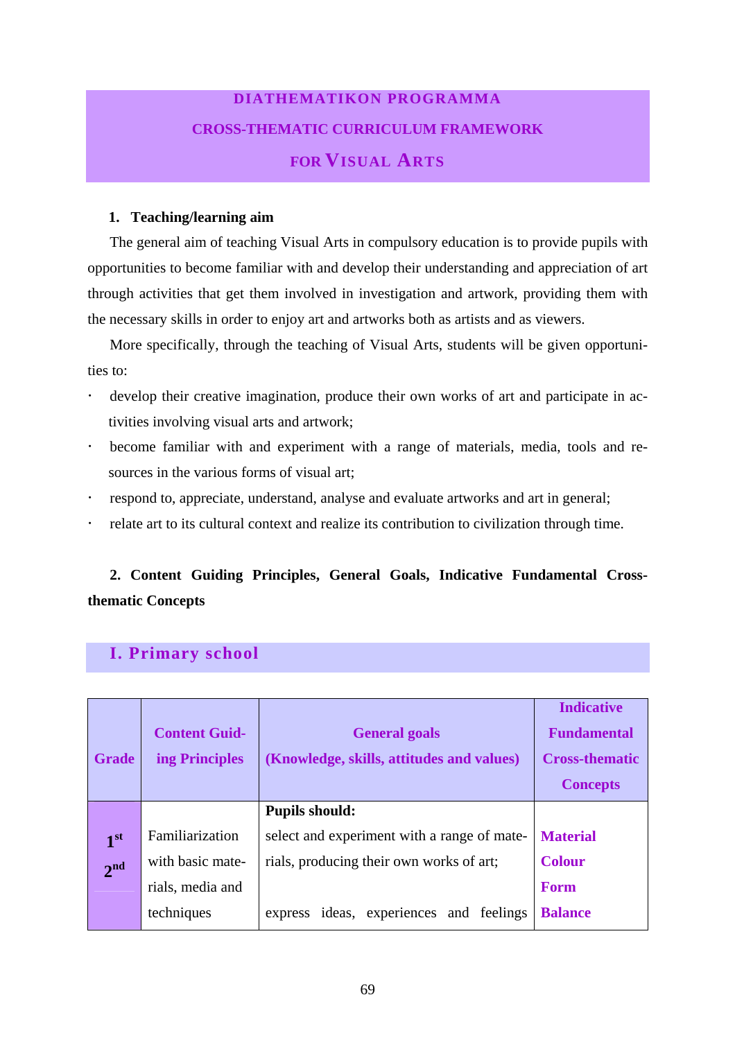# DIATHEMATIKON PROGRAMMA

# CROSS-THEMATIC CURRICULUM FRAMEWORK

# FOR VISUAL ARTS

**1. Teaching/learning aim**

The general aim of teaching Visual Arts in compulsory education is to provide pupils with opportunities to become familiar with and develop their understanding and appreciation of art through activities that get them involved in investigation and artwork, providing them with the necessary skills in order to enjoy art and artworks both as artists and as viewers.

More specifically, through the teaching of Visual Arts, students will be given opportunities to:

- develop their creative imagination, produce their own works of art and participate in activities involving visual arts and artwork;
- become familiar with and experiment with a range of materials, media, tools and resources in the various forms of visual art;
- respond to, appreciate, understand, analyse and evaluate artworks and art in general;
- relate art to its cultural context and realize its contribution to civilization through time.

**2. Content Guiding Principles, General Goals, Indicative Fundamental Cross-thematic Concepts**

## I. Primary school

| Grade | Content Guiding Principles | General goals (Knowledge, skills, attitudes and values) | Indicative Fundamental Cross-thematic Concepts |
|---|---|---|---|
| 1st 2nd | Familiarization with basic materials, media and techniques | **Pupils should:** select and experiment with a range of materials, producing their own works of art; express ideas, experiences and feelings | **Material** **Colour** **Form** **Balance** |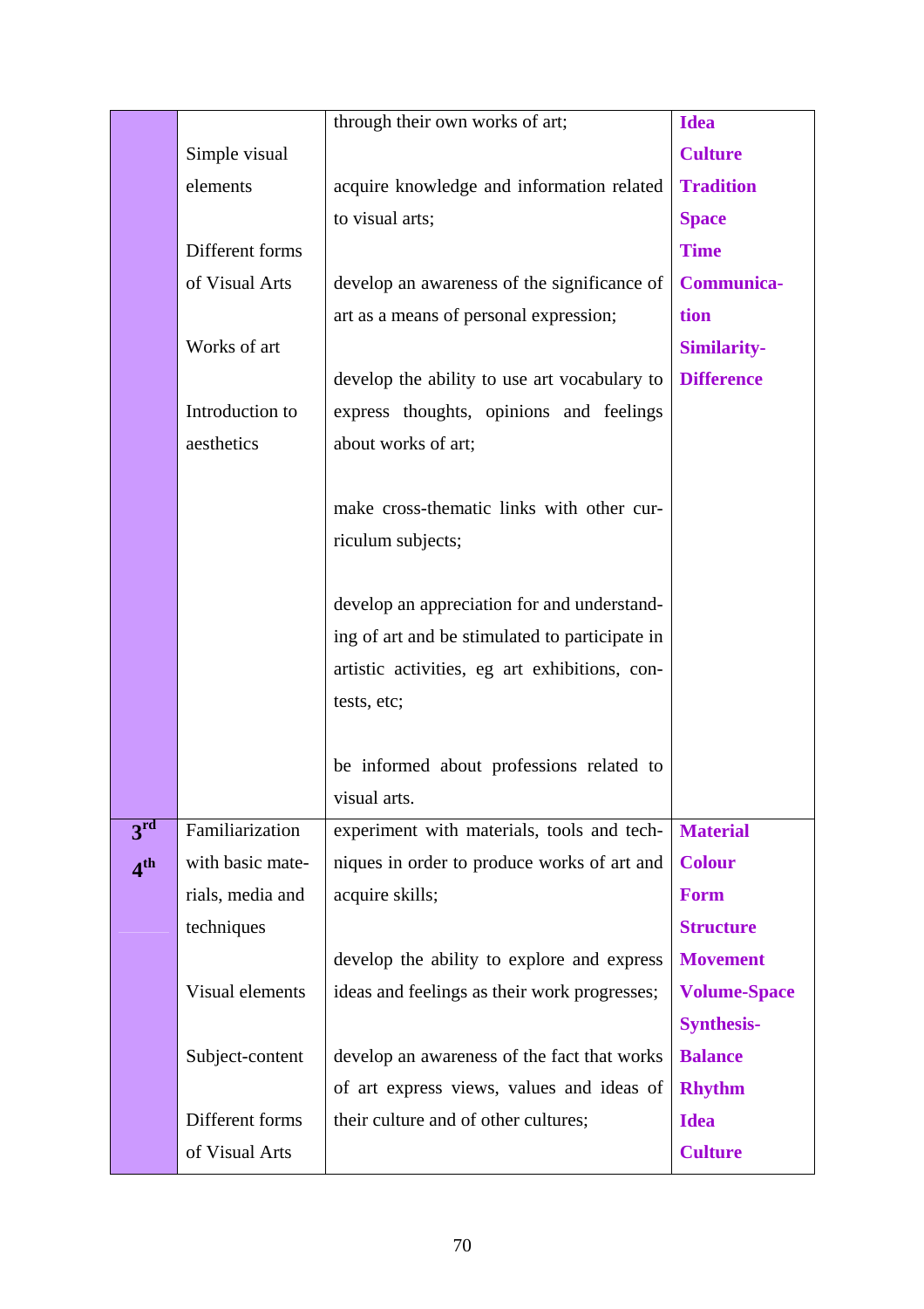| | | | |
|---|---|---|---|
| | Simple visual elements<br><br>Different forms of Visual Arts<br><br>Works of art<br><br>Introduction to aesthetics | through their own works of art;<br><br>acquire knowledge and information related to visual arts;<br><br>develop an awareness of the significance of art as a means of personal expression;<br><br>develop the ability to use art vocabulary to express thoughts, opinions and feelings about works of art;<br><br>make cross-thematic links with other curriculum subjects;<br><br>develop an appreciation for and understanding of art and be stimulated to participate in artistic activities, eg art exhibitions, contests, etc;<br><br>be informed about professions related to visual arts. | **Idea**<br>**Culture**<br>**Tradition**<br>**Space**<br>**Time**<br>**Communication**<br>**Similarity-Difference** |
| 3rd<br>4th | Familiarization with basic materials, media and techniques<br><br>Visual elements<br><br>Subject-content<br><br>Different forms of Visual Arts | experiment with materials, tools and techniques in order to produce works of art and acquire skills;<br><br>develop the ability to explore and express ideas and feelings as their work progresses;<br><br>develop an awareness of the fact that works of art express views, values and ideas of their culture and of other cultures; | **Material**<br>**Colour**<br>**Form**<br>**Structure**<br>**Movement**<br>**Volume-Space**<br>**Synthesis-Balance**<br>**Rhythm**<br>**Idea**<br>**Culture** |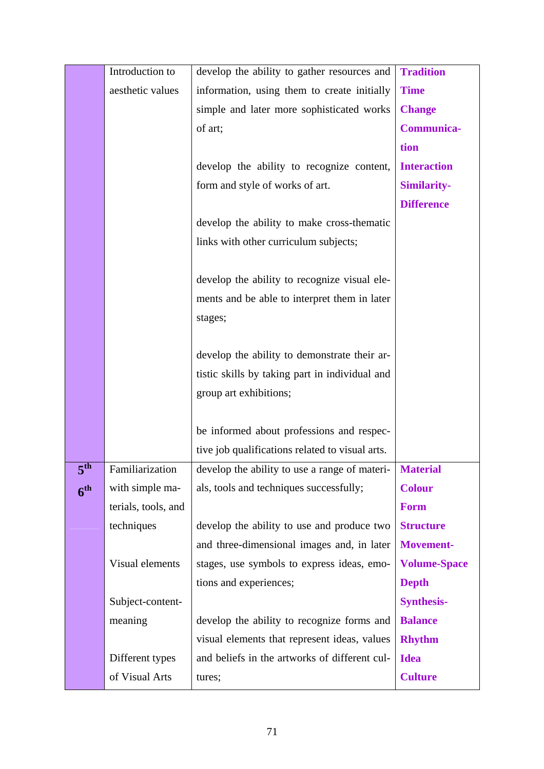| | | | |
|---|---|---|---|
| | Introduction to aesthetic values | develop the ability to gather resources and information, using them to create initially simple and later more sophisticated works of art;<br><br>develop the ability to recognize content, form and style of works of art.<br><br>develop the ability to make cross-thematic links with other curriculum subjects;<br><br>develop the ability to recognize visual elements and be able to interpret them in later stages;<br><br>develop the ability to demonstrate their artistic skills by taking part in individual and group art exhibitions;<br><br>be informed about professions and respective job qualifications related to visual arts. | **Tradition**<br>**Time**<br>**Change**<br>**Communication**<br>**Interaction**<br>**Similarity-Difference** |
| **5th**<br>**6th** | Familiarization with simple materials, tools, and techniques<br><br>Visual elements<br><br>Subject-content-meaning<br><br>Different types of Visual Arts | develop the ability to use a range of materials, tools and techniques successfully;<br><br>develop the ability to use and produce two and three-dimensional images and, in later stages, use symbols to express ideas, emotions and experiences;<br><br>develop the ability to recognize forms and visual elements that represent ideas, values and beliefs in the artworks of different cultures; | **Material**<br>**Colour**<br>**Form**<br>**Structure**<br>**Movement-**<br>**Volume-Space**<br>**Depth**<br>**Synthesis-**<br>**Balance**<br>**Rhythm**<br>**Idea**<br>**Culture** |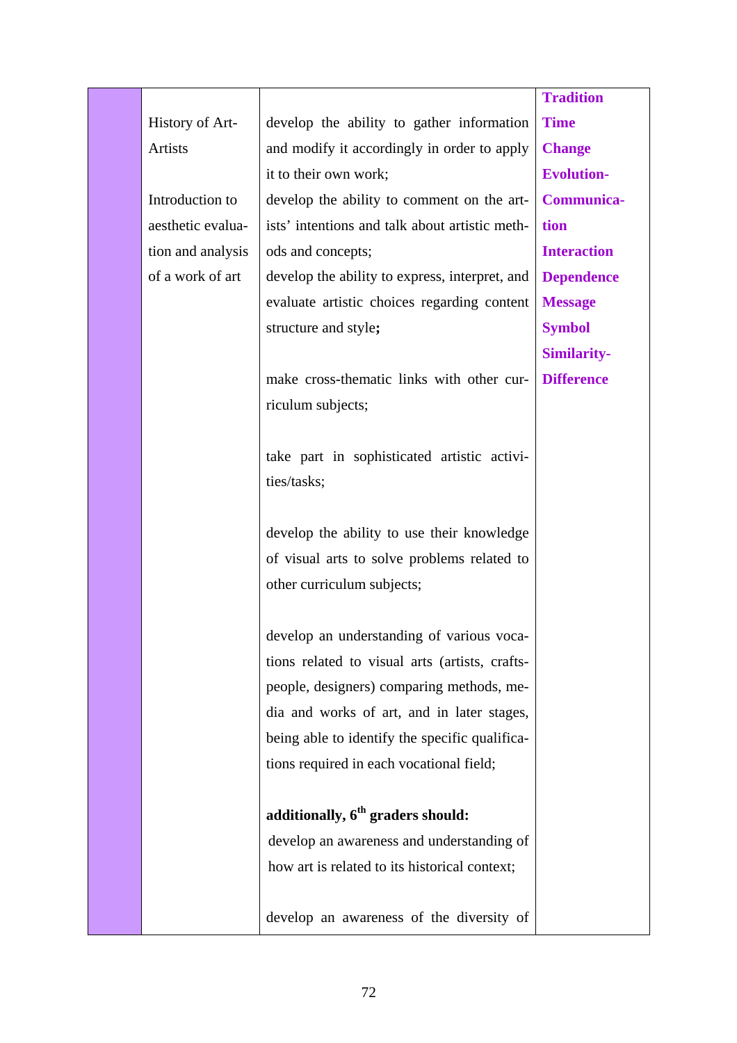| | | | |
|---|---|---|---|
| | History of Art-Artists<br><br>Introduction to aesthetic evaluation and analysis of a work of art | develop the ability to gather information and modify it accordingly in order to apply it to their own work;<br>develop the ability to comment on the artists' intentions and talk about artistic methods and concepts;<br>develop the ability to express, interpret, and evaluate artistic choices regarding content structure and style**;**<br><br>make cross-thematic links with other curriculum subjects;<br><br>take part in sophisticated artistic activities/tasks;<br><br>develop the ability to use their knowledge of visual arts to solve problems related to other curriculum subjects;<br><br>develop an understanding of various vocations related to visual arts (artists, craftspeople, designers) comparing methods, media and works of art, and in later stages, being able to identify the specific qualifications required in each vocational field;<br><br>**additionally, 6th graders should:**<br>develop an awareness and understanding of how art is related to its historical context;<br><br>develop an awareness of the diversity of | **Tradition**<br>**Time**<br>**Change**<br>**Evolution-**<br>**Communication**<br>**Interaction**<br>**Dependence**<br>**Message**<br>**Symbol**<br>**Similarity-**<br>**Difference** |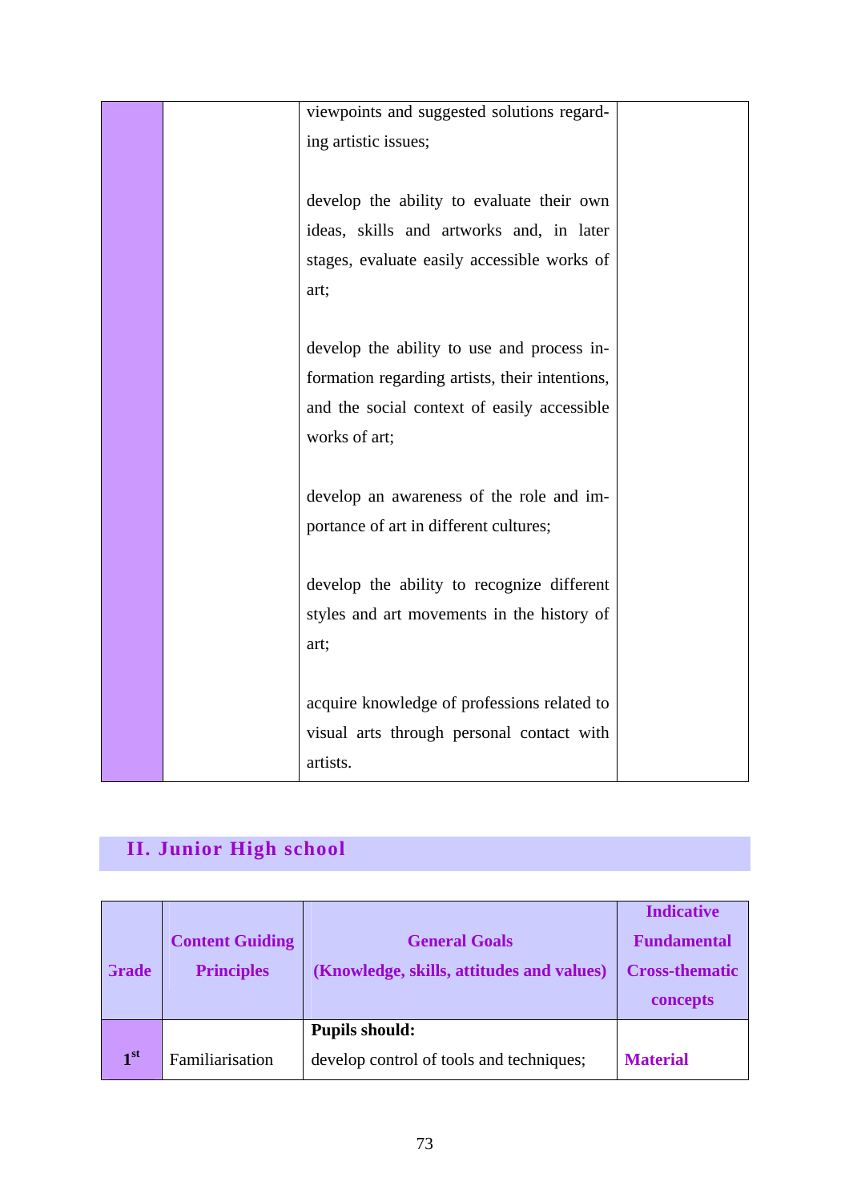| | | | |
|---|---|---|---|
| | | viewpoints and suggested solutions regarding artistic issues;<br><br>develop the ability to evaluate their own ideas, skills and artworks and, in later stages, evaluate easily accessible works of art;<br><br>develop the ability to use and process information regarding artists, their intentions, and the social context of easily accessible works of art;<br><br>develop an awareness of the role and importance of art in different cultures;<br><br>develop the ability to recognize different styles and art movements in the history of art;<br><br>acquire knowledge of professions related to visual arts through personal contact with artists. | |

## II. Junior High school

| Grade | Content Guiding Principles | General Goals (Knowledge, skills, attitudes and values) | Indicative Fundamental Cross-thematic concepts |
|---|---|---|---|
| 1st | Familiarisation | **Pupils should:**<br>develop control of tools and techniques; | **Material** |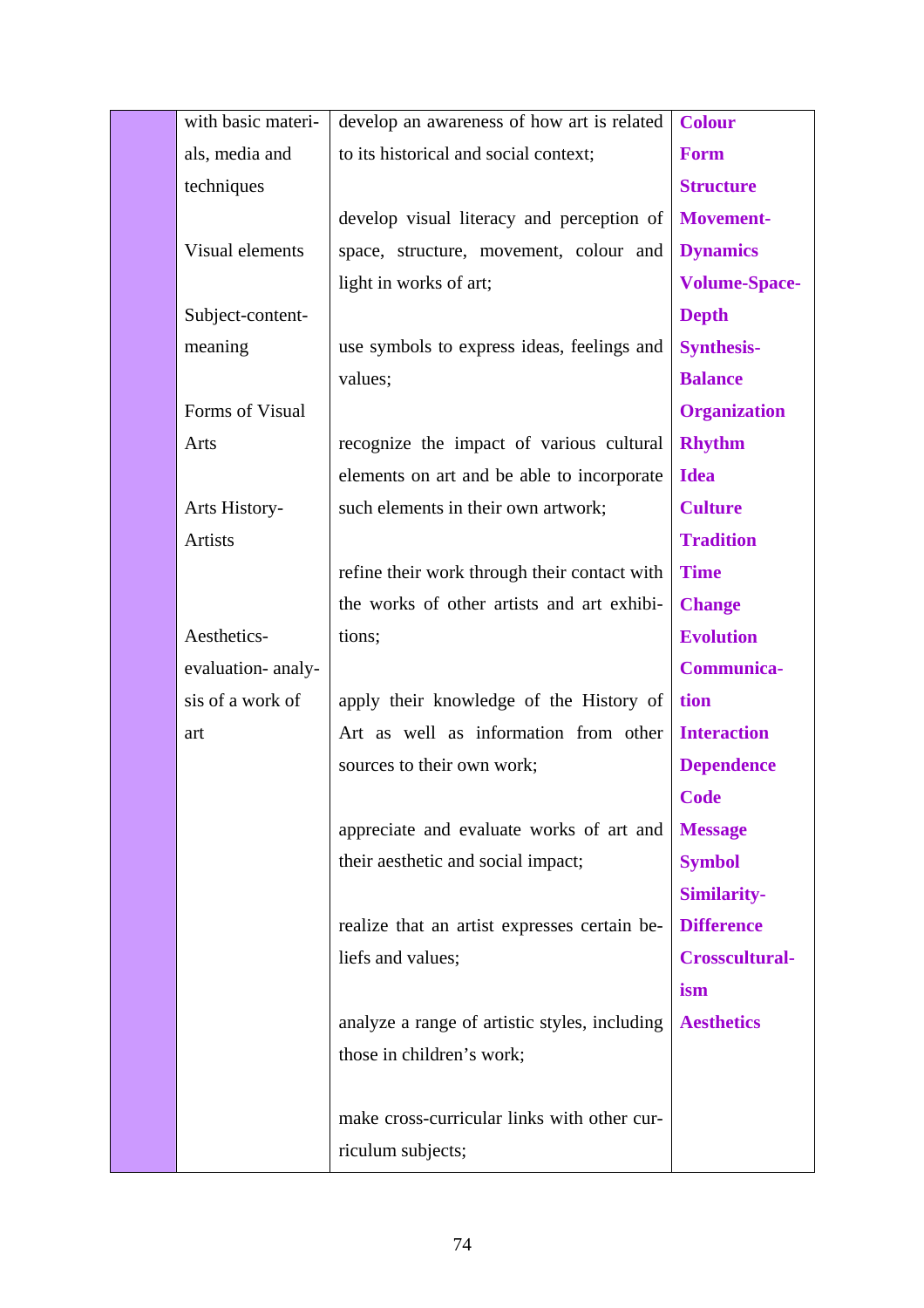|  | with basic materials, media and techniques<br><br>Visual elements<br><br>Subject-content-meaning<br><br>Forms of Visual Arts<br><br>Arts History-Artists<br><br>Aesthetics-evaluation- analysis of a work of art | develop an awareness of how art is related to its historical and social context;<br><br>develop visual literacy and perception of space, structure, movement, colour and light in works of art;<br><br>use symbols to express ideas, feelings and values;<br><br>recognize the impact of various cultural elements on art and be able to incorporate such elements in their own artwork;<br><br>refine their work through their contact with the works of other artists and art exhibitions;<br><br>apply their knowledge of the History of Art as well as information from other sources to their own work;<br><br>appreciate and evaluate works of art and their aesthetic and social impact;<br><br>realize that an artist expresses certain beliefs and values;<br><br>analyze a range of artistic styles, including those in children's work;<br><br>make cross-curricular links with other curriculum subjects; | **Colour**<br>**Form**<br>**Structure**<br>**Movement-Dynamics**<br>**Volume-Space-Depth**<br>**Synthesis-Balance**<br>**Organization**<br>**Rhythm**<br>**Idea**<br>**Culture**<br>**Tradition**<br>**Time**<br>**Change**<br>**Evolution**<br>**Communication**<br>**Interaction**<br>**Dependence**<br>**Code**<br>**Message**<br>**Symbol**<br>**Similarity-Difference**<br>**Crossculturalism**<br>**Aesthetics** |
|---|---|---|---|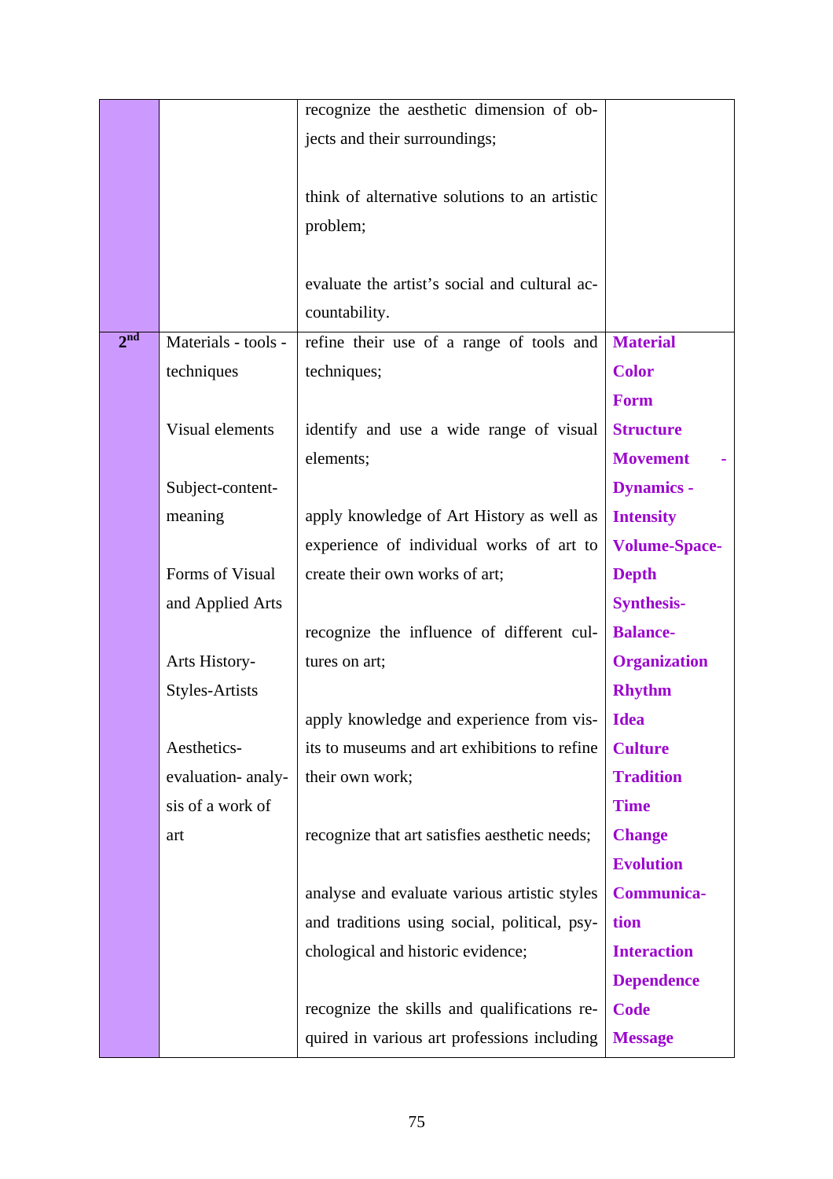| | | | |
|---|---|---|---|
| | | recognize the aesthetic dimension of objects and their surroundings;<br><br>think of alternative solutions to an artistic problem;<br><br>evaluate the artist's social and cultural accountability. | |
| 2nd | Materials - tools - techniques<br><br>Visual elements<br><br>Subject-content-meaning<br><br>Forms of Visual and Applied Arts<br><br>Arts History-Styles-Artists<br><br>Aesthetics-evaluation- analysis of a work of art | refine their use of a range of tools and techniques;<br><br>identify and use a wide range of visual elements;<br><br>apply knowledge of Art History as well as experience of individual works of art to create their own works of art;<br><br>recognize the influence of different cultures on art;<br><br>apply knowledge and experience from visits to museums and art exhibitions to refine their own work;<br><br>recognize that art satisfies aesthetic needs;<br><br>analyse and evaluate various artistic styles and traditions using social, political, psychological and historic evidence;<br><br>recognize the skills and qualifications required in various art professions including | **Material**<br>**Color**<br>**Form**<br>**Structure**<br>**Movement - Dynamics - Intensity**<br>**Volume-Space-Depth**<br>**Synthesis-Balance-Organization**<br>**Rhythm**<br>**Idea**<br>**Culture**<br>**Tradition**<br>**Time**<br>**Change**<br>**Evolution**<br>**Communication**<br>**Interaction**<br>**Dependence**<br>**Code**<br>**Message** |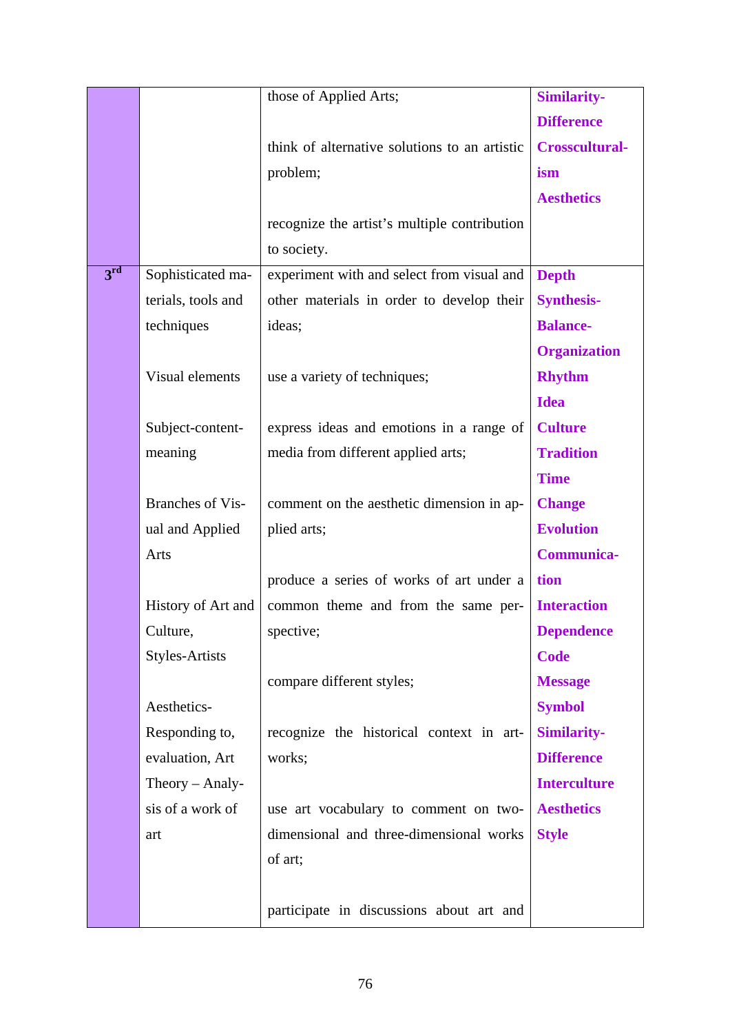| | | | |
|---|---|---|---|
| | | those of Applied Arts;<br><br>think of alternative solutions to an artistic problem;<br><br>recognize the artist's multiple contribution to society. | **Similarity-Difference**<br>**Crosscultural-ism**<br>**Aesthetics** |
| 3rd | Sophisticated materials, tools and techniques<br><br>Visual elements<br><br>Subject-content-meaning<br><br>Branches of Visual and Applied Arts<br><br>History of Art and Culture,<br>Styles-Artists<br><br>Aesthetics-Responding to, evaluation, Art Theory – Analysis of a work of art | experiment with and select from visual and other materials in order to develop their ideas;<br><br>use a variety of techniques;<br><br>express ideas and emotions in a range of media from different applied arts;<br><br>comment on the aesthetic dimension in applied arts;<br><br>produce a series of works of art under a common theme and from the same perspective;<br><br>compare different styles;<br><br>recognize the historical context in artworks;<br><br>use art vocabulary to comment on two-dimensional and three-dimensional works of art;<br><br>participate in discussions about art and | **Depth**<br>**Synthesis-**<br>**Balance-**<br>**Organization**<br>**Rhythm**<br>**Idea**<br>**Culture**<br>**Tradition**<br>**Time**<br>**Change**<br>**Evolution**<br>**Communication**<br>**Interaction**<br>**Dependence**<br>**Code**<br>**Message**<br>**Symbol**<br>**Similarity-Difference**<br>**Interculture**<br>**Aesthetics**<br>**Style** |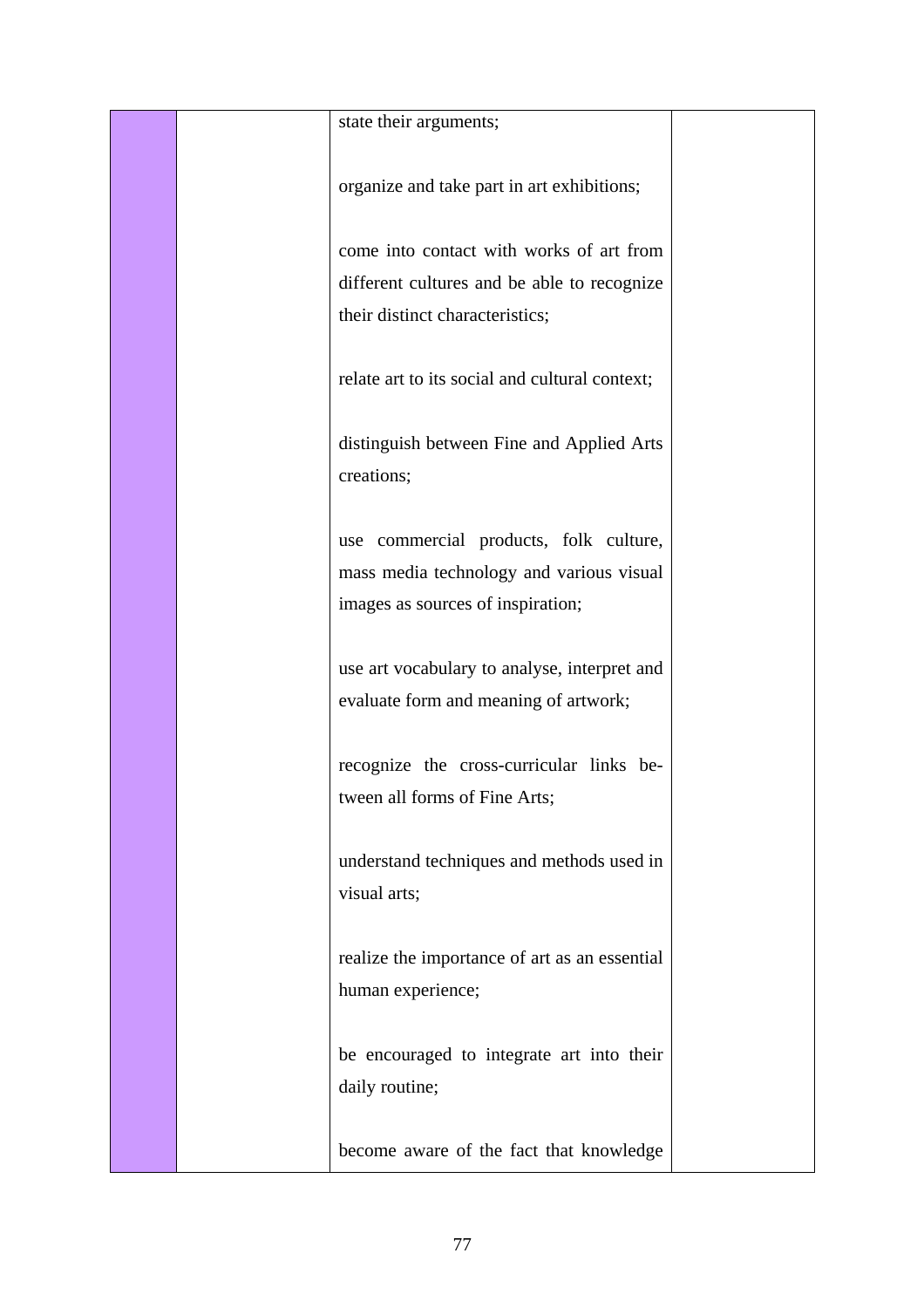|  |  | state their arguments;<br><br>organize and take part in art exhibitions;<br><br>come into contact with works of art from different cultures and be able to recognize their distinct characteristics;<br><br>relate art to its social and cultural context;<br><br>distinguish between Fine and Applied Arts creations;<br><br>use commercial products, folk culture, mass media technology and various visual images as sources of inspiration;<br><br>use art vocabulary to analyse, interpret and evaluate form and meaning of artwork;<br><br>recognize the cross-curricular links between all forms of Fine Arts;<br><br>understand techniques and methods used in visual arts;<br><br>realize the importance of art as an essential human experience;<br><br>be encouraged to integrate art into their daily routine;<br><br>become aware of the fact that knowledge |  |
|---|---|---|---|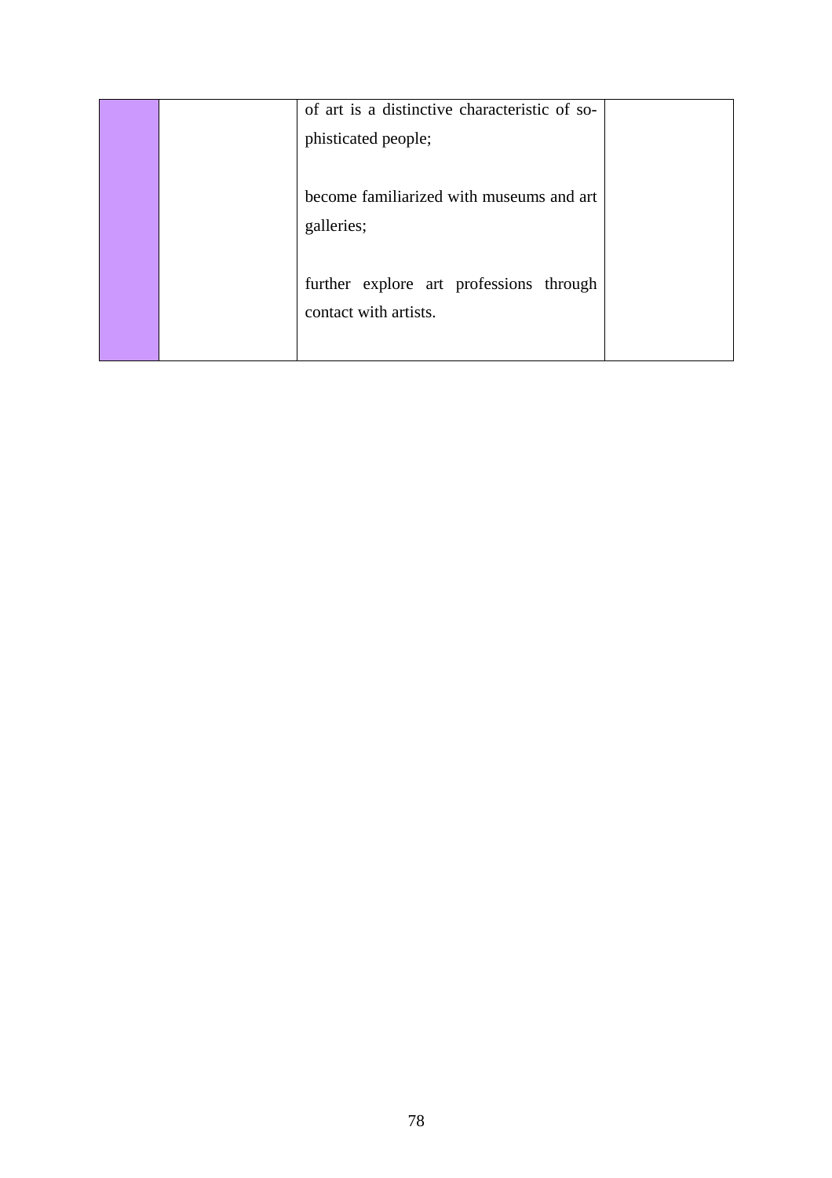| | | | |
|---|---|---|---|
| | | of art is a distinctive characteristic of sophisticated people;<br><br>become familiarized with museums and art galleries;<br><br>further explore art professions through contact with artists. | |